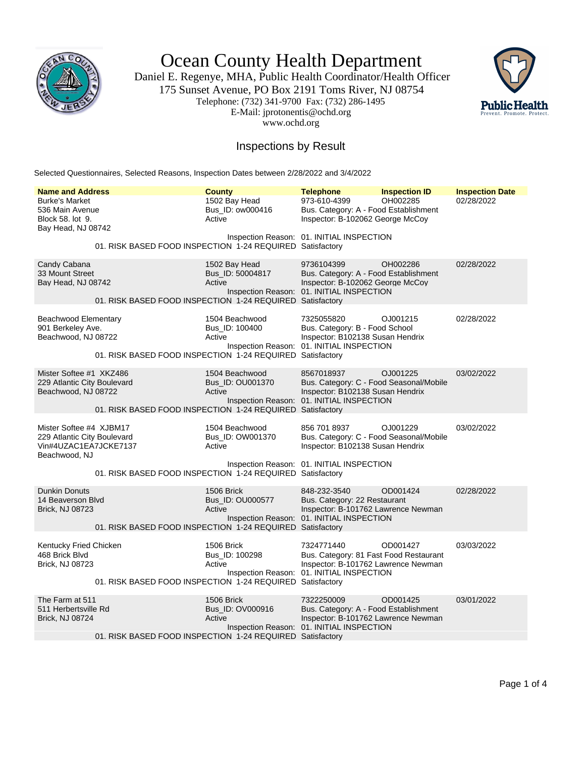# Ocean County Health Department

Daniel E. Regenye, MHA, Public Health Coordinator/Health Officer
175 Sunset Avenue, PO Box 2191 Toms River, NJ 08754
Telephone: (732) 341-9700 Fax: (732) 286-1495
E-Mail: jprotonentis@ochd.org
www.ochd.org

## Inspections by Result

Selected Questionnaires, Selected Reasons, Inspection Dates between 2/28/2022 and 3/4/2022

| Name and Address | County | Telephone | Inspection ID | Inspection Date |
|---|---|---|---|---|
| Burke's Market<br>536 Main Avenue<br>Block 58. lot 9.<br>Bay Head, NJ 08742 | 1502 Bay Head<br>Bus_ID: ow000416<br>Active | 973-610-4399<br>Bus. Category: A - Food Establishment<br>Inspector: B-102062 George McCoy | OH002285 | 02/28/2022 |
| | Inspection Reason: | 01. INITIAL INSPECTION | | |
| | 01. RISK BASED FOOD INSPECTION 1-24 REQUIRED | Satisfactory | | |
| Candy Cabana<br>33 Mount Street<br>Bay Head, NJ 08742 | 1502 Bay Head<br>Bus_ID: 50004817<br>Active | 9736104399<br>Bus. Category: A - Food Establishment<br>Inspector: B-102062 George McCoy | OH002286 | 02/28/2022 |
| | Inspection Reason: | 01. INITIAL INSPECTION | | |
| | 01. RISK BASED FOOD INSPECTION 1-24 REQUIRED | Satisfactory | | |
| Beachwood Elementary<br>901 Berkeley Ave.<br>Beachwood, NJ 08722 | 1504 Beachwood<br>Bus_ID: 100400<br>Active | 7325055820<br>Bus. Category: B - Food School<br>Inspector: B102138 Susan Hendrix | OJ001215 | 02/28/2022 |
| | Inspection Reason: | 01. INITIAL INSPECTION | | |
| | 01. RISK BASED FOOD INSPECTION 1-24 REQUIRED | Satisfactory | | |
| Mister Softee #1 XKZ486<br>229 Atlantic City Boulevard<br>Beachwood, NJ 08722 | 1504 Beachwood<br>Bus_ID: OU001370<br>Active | 8567018937<br>Bus. Category: C - Food Seasonal/Mobile<br>Inspector: B102138 Susan Hendrix | OJ001225 | 03/02/2022 |
| | Inspection Reason: | 01. INITIAL INSPECTION | | |
| | 01. RISK BASED FOOD INSPECTION 1-24 REQUIRED | Satisfactory | | |
| Mister Softee #4 XJBM17<br>229 Atlantic City Boulevard<br>Vin#4UZAC1EA7JCKE7137<br>Beachwood, NJ | 1504 Beachwood<br>Bus_ID: OW001370<br>Active | 856 701 8937<br>Bus. Category: C - Food Seasonal/Mobile<br>Inspector: B102138 Susan Hendrix | OJ001229 | 03/02/2022 |
| | Inspection Reason: | 01. INITIAL INSPECTION | | |
| | 01. RISK BASED FOOD INSPECTION 1-24 REQUIRED | Satisfactory | | |
| Dunkin Donuts<br>14 Beaverson Blvd<br>Brick, NJ 08723 | 1506 Brick<br>Bus_ID: OU000577<br>Active | 848-232-3540<br>Bus. Category: 22 Restaurant<br>Inspector: B-101762 Lawrence Newman | OD001424 | 02/28/2022 |
| | Inspection Reason: | 01. INITIAL INSPECTION | | |
| | 01. RISK BASED FOOD INSPECTION 1-24 REQUIRED | Satisfactory | | |
| Kentucky Fried Chicken<br>468 Brick Blvd<br>Brick, NJ 08723 | 1506 Brick<br>Bus_ID: 100298<br>Active | 7324771440<br>Bus. Category: 81 Fast Food Restaurant<br>Inspector: B-101762 Lawrence Newman | OD001427 | 03/03/2022 |
| | Inspection Reason: | 01. INITIAL INSPECTION | | |
| | 01. RISK BASED FOOD INSPECTION 1-24 REQUIRED | Satisfactory | | |
| The Farm at 511<br>511 Herbertsville Rd<br>Brick, NJ 08724 | 1506 Brick<br>Bus_ID: OV000916<br>Active | 7322250009<br>Bus. Category: A - Food Establishment<br>Inspector: B-101762 Lawrence Newman | OD001425 | 03/01/2022 |
| | Inspection Reason: | 01. INITIAL INSPECTION | | |
| | 01. RISK BASED FOOD INSPECTION 1-24 REQUIRED | Satisfactory | | |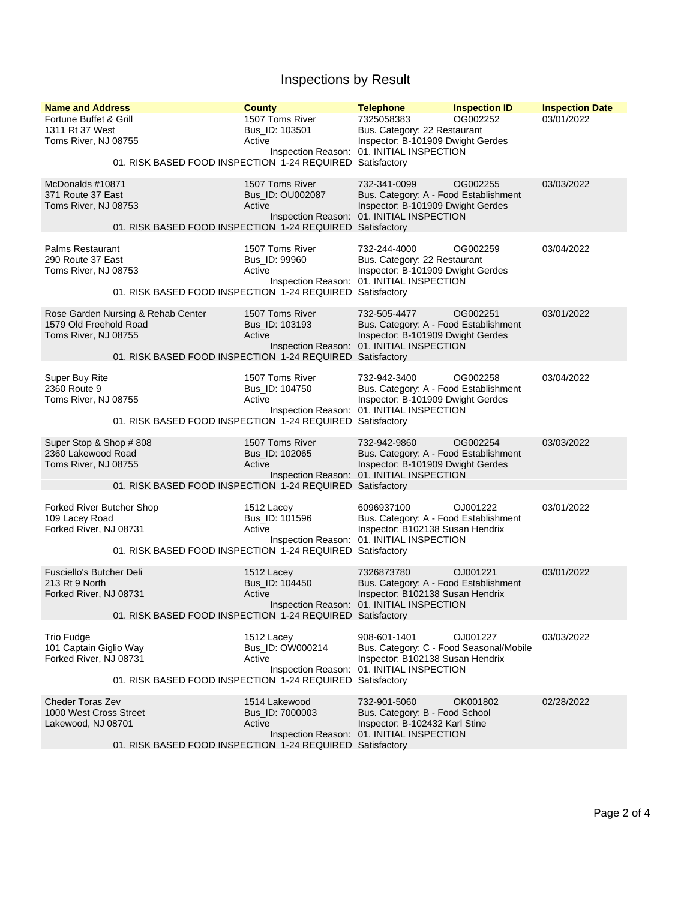# Inspections by Result

| Name and Address | County | Telephone | Inspection ID | Inspection Date |
|---|---|---|---|---|
| Fortune Buffet & Grill<br>1311 Rt 37 West<br>Toms River, NJ 08755 | 1507 Toms River<br>Bus_ID: 103501<br>Active | 7325058383<br>Bus. Category: 22 Restaurant<br>Inspector: B-101909 Dwight Gerdes<br>Inspection Reason: 01. INITIAL INSPECTION | OG002252 | 03/01/2022 |
| 01. RISK BASED FOOD INSPECTION 1-24 REQUIRED | | Satisfactory | | |
| McDonalds #10871<br>371 Route 37 East<br>Toms River, NJ 08753 | 1507 Toms River<br>Bus_ID: OU002087<br>Active | 732-341-0099<br>Bus. Category: A - Food Establishment<br>Inspector: B-101909 Dwight Gerdes<br>Inspection Reason: 01. INITIAL INSPECTION | OG002255 | 03/03/2022 |
| 01. RISK BASED FOOD INSPECTION 1-24 REQUIRED | | Satisfactory | | |
| Palms Restaurant<br>290 Route 37 East<br>Toms River, NJ 08753 | 1507 Toms River<br>Bus_ID: 99960<br>Active | 732-244-4000<br>Bus. Category: 22 Restaurant<br>Inspector: B-101909 Dwight Gerdes<br>Inspection Reason: 01. INITIAL INSPECTION | OG002259 | 03/04/2022 |
| 01. RISK BASED FOOD INSPECTION 1-24 REQUIRED | | Satisfactory | | |
| Rose Garden Nursing & Rehab Center<br>1579 Old Freehold Road<br>Toms River, NJ 08755 | 1507 Toms River<br>Bus_ID: 103193<br>Active | 732-505-4477<br>Bus. Category: A - Food Establishment<br>Inspector: B-101909 Dwight Gerdes<br>Inspection Reason: 01. INITIAL INSPECTION | OG002251 | 03/01/2022 |
| 01. RISK BASED FOOD INSPECTION 1-24 REQUIRED | | Satisfactory | | |
| Super Buy Rite<br>2360 Route 9<br>Toms River, NJ 08755 | 1507 Toms River<br>Bus_ID: 104750<br>Active | 732-942-3400<br>Bus. Category: A - Food Establishment<br>Inspector: B-101909 Dwight Gerdes<br>Inspection Reason: 01. INITIAL INSPECTION | OG002258 | 03/04/2022 |
| 01. RISK BASED FOOD INSPECTION 1-24 REQUIRED | | Satisfactory | | |
| Super Stop & Shop # 808<br>2360 Lakewood Road<br>Toms River, NJ 08755 | 1507 Toms River<br>Bus_ID: 102065<br>Active | 732-942-9860<br>Bus. Category: A - Food Establishment<br>Inspector: B-101909 Dwight Gerdes<br>Inspection Reason: 01. INITIAL INSPECTION | OG002254 | 03/03/2022 |
| 01. RISK BASED FOOD INSPECTION 1-24 REQUIRED | | Satisfactory | | |
| Forked River Butcher Shop<br>109 Lacey Road<br>Forked River, NJ 08731 | 1512 Lacey<br>Bus_ID: 101596<br>Active | 6096937100<br>Bus. Category: A - Food Establishment<br>Inspector: B102138 Susan Hendrix<br>Inspection Reason: 01. INITIAL INSPECTION | OJ001222 | 03/01/2022 |
| 01. RISK BASED FOOD INSPECTION 1-24 REQUIRED | | Satisfactory | | |
| Fusciello's Butcher Deli<br>213 Rt 9 North<br>Forked River, NJ 08731 | 1512 Lacey<br>Bus_ID: 104450<br>Active | 7326873780<br>Bus. Category: A - Food Establishment<br>Inspector: B102138 Susan Hendrix<br>Inspection Reason: 01. INITIAL INSPECTION | OJ001221 | 03/01/2022 |
| 01. RISK BASED FOOD INSPECTION 1-24 REQUIRED | | Satisfactory | | |
| Trio Fudge<br>101 Captain Giglio Way<br>Forked River, NJ 08731 | 1512 Lacey<br>Bus_ID: OW000214<br>Active | 908-601-1401<br>Bus. Category: C - Food Seasonal/Mobile<br>Inspector: B102138 Susan Hendrix<br>Inspection Reason: 01. INITIAL INSPECTION | OJ001227 | 03/03/2022 |
| 01. RISK BASED FOOD INSPECTION 1-24 REQUIRED | | Satisfactory | | |
| Cheder Toras Zev<br>1000 West Cross Street<br>Lakewood, NJ 08701 | 1514 Lakewood<br>Bus_ID: 7000003<br>Active | 732-901-5060<br>Bus. Category: B - Food School<br>Inspector: B-102432 Karl Stine<br>Inspection Reason: 01. INITIAL INSPECTION | OK001802 | 02/28/2022 |
| 01. RISK BASED FOOD INSPECTION 1-24 REQUIRED | | Satisfactory | | |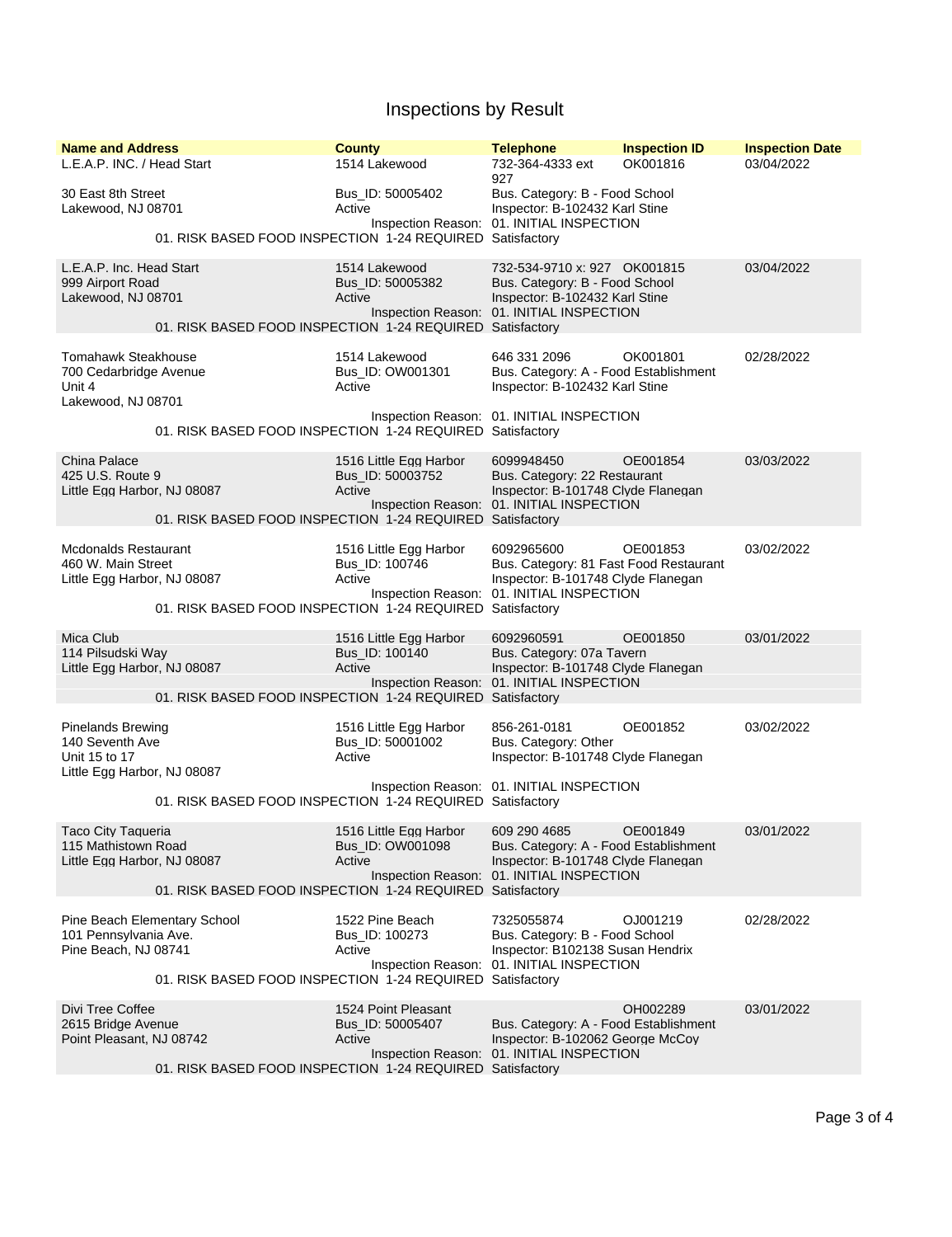# Inspections by Result

| Name and Address | County | Telephone | Inspection ID | Inspection Date |
|---|---|---|---|---|
| L.E.A.P. INC. / Head Start<br>30 East 8th Street<br>Lakewood, NJ 08701 | 1514 Lakewood<br>Bus_ID: 50005402<br>Active | 732-364-4333 ext 927<br>Bus. Category: B - Food School<br>Inspector: B-102432 Karl Stine | OK001816 | 03/04/2022 |
| Inspection Reason: 01. INITIAL INSPECTION<br>01. RISK BASED FOOD INSPECTION 1-24 REQUIRED Satisfactory | | | | |
| L.E.A.P. Inc. Head Start<br>999 Airport Road<br>Lakewood, NJ 08701 | 1514 Lakewood<br>Bus_ID: 50005382<br>Active | 732-534-9710 x: 927<br>Bus. Category: B - Food School<br>Inspector: B-102432 Karl Stine | OK001815 | 03/04/2022 |
| Inspection Reason: 01. INITIAL INSPECTION<br>01. RISK BASED FOOD INSPECTION 1-24 REQUIRED Satisfactory | | | | |
| Tomahawk Steakhouse<br>700 Cedarbridge Avenue<br>Unit 4<br>Lakewood, NJ 08701 | 1514 Lakewood<br>Bus_ID: OW001301<br>Active | 646 331 2096<br>Bus. Category: A - Food Establishment<br>Inspector: B-102432 Karl Stine | OK001801 | 02/28/2022 |
| Inspection Reason: 01. INITIAL INSPECTION<br>01. RISK BASED FOOD INSPECTION 1-24 REQUIRED Satisfactory | | | | |
| China Palace<br>425 U.S. Route 9<br>Little Egg Harbor, NJ 08087 | 1516 Little Egg Harbor<br>Bus_ID: 50003752<br>Active | 6099948450<br>Bus. Category: 22 Restaurant<br>Inspector: B-101748 Clyde Flanegan | OE001854 | 03/03/2022 |
| Inspection Reason: 01. INITIAL INSPECTION<br>01. RISK BASED FOOD INSPECTION 1-24 REQUIRED Satisfactory | | | | |
| Mcdonalds Restaurant<br>460 W. Main Street<br>Little Egg Harbor, NJ 08087 | 1516 Little Egg Harbor<br>Bus_ID: 100746<br>Active | 6092965600<br>Bus. Category: 81 Fast Food Restaurant<br>Inspector: B-101748 Clyde Flanegan | OE001853 | 03/02/2022 |
| Inspection Reason: 01. INITIAL INSPECTION<br>01. RISK BASED FOOD INSPECTION 1-24 REQUIRED Satisfactory | | | | |
| Mica Club<br>114 Pilsudski Way<br>Little Egg Harbor, NJ 08087 | 1516 Little Egg Harbor<br>Bus_ID: 100140<br>Active | 6092960591<br>Bus. Category: 07a Tavern<br>Inspector: B-101748 Clyde Flanegan | OE001850 | 03/01/2022 |
| Inspection Reason: 01. INITIAL INSPECTION<br>01. RISK BASED FOOD INSPECTION 1-24 REQUIRED Satisfactory | | | | |
| Pinelands Brewing<br>140 Seventh Ave<br>Unit 15 to 17<br>Little Egg Harbor, NJ 08087 | 1516 Little Egg Harbor<br>Bus_ID: 50001002<br>Active | 856-261-0181<br>Bus. Category: Other<br>Inspector: B-101748 Clyde Flanegan | OE001852 | 03/02/2022 |
| Inspection Reason: 01. INITIAL INSPECTION<br>01. RISK BASED FOOD INSPECTION 1-24 REQUIRED Satisfactory | | | | |
| Taco City Taqueria<br>115 Mathistown Road<br>Little Egg Harbor, NJ 08087 | 1516 Little Egg Harbor<br>Bus_ID: OW001098<br>Active | 609 290 4685<br>Bus. Category: A - Food Establishment<br>Inspector: B-101748 Clyde Flanegan | OE001849 | 03/01/2022 |
| Inspection Reason: 01. INITIAL INSPECTION<br>01. RISK BASED FOOD INSPECTION 1-24 REQUIRED Satisfactory | | | | |
| Pine Beach Elementary School<br>101 Pennsylvania Ave.<br>Pine Beach, NJ 08741 | 1522 Pine Beach<br>Bus_ID: 100273<br>Active | 7325055874<br>Bus. Category: B - Food School<br>Inspector: B102138 Susan Hendrix | OJ001219 | 02/28/2022 |
| Inspection Reason: 01. INITIAL INSPECTION<br>01. RISK BASED FOOD INSPECTION 1-24 REQUIRED Satisfactory | | | | |
| Divi Tree Coffee<br>2615 Bridge Avenue<br>Point Pleasant, NJ 08742 | 1524 Point Pleasant<br>Bus_ID: 50005407<br>Active | Bus. Category: A - Food Establishment<br>Inspector: B-102062 George McCoy | OH002289 | 03/01/2022 |
| Inspection Reason: 01. INITIAL INSPECTION<br>01. RISK BASED FOOD INSPECTION 1-24 REQUIRED Satisfactory | | | | |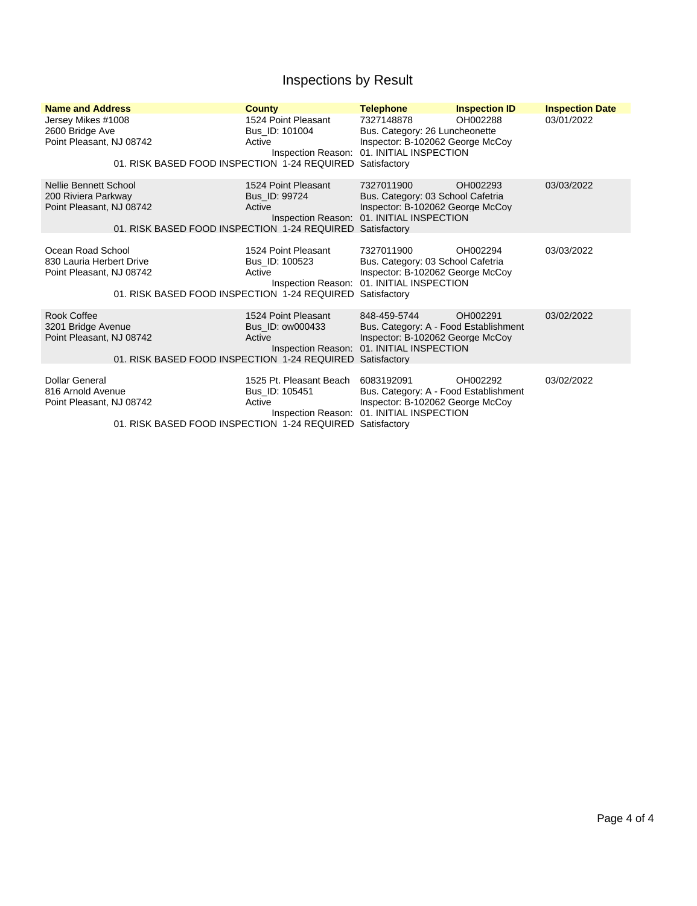# Inspections by Result

| Name and Address | County | Telephone | Inspection ID | Inspection Date |
|---|---|---|---|---|
| Jersey Mikes #1008<br>2600 Bridge Ave<br>Point Pleasant, NJ 08742 | 1524 Point Pleasant<br>Bus_ID: 101004<br>Active | 7327148878<br>Bus. Category: 26 Luncheonette<br>Inspector: B-102062 George McCoy | OH002288 | 03/01/2022 |
| | Inspection Reason: | 01. INITIAL INSPECTION | | |
| 01. RISK BASED FOOD INSPECTION 1-24 REQUIRED | | Satisfactory | | |
| Nellie Bennett School<br>200 Riviera Parkway<br>Point Pleasant, NJ 08742 | 1524 Point Pleasant<br>Bus_ID: 99724<br>Active | 7327011900<br>Bus. Category: 03 School Cafetria<br>Inspector: B-102062 George McCoy | OH002293 | 03/03/2022 |
| | Inspection Reason: | 01. INITIAL INSPECTION | | |
| 01. RISK BASED FOOD INSPECTION 1-24 REQUIRED | | Satisfactory | | |
| Ocean Road School<br>830 Lauria Herbert Drive<br>Point Pleasant, NJ 08742 | 1524 Point Pleasant<br>Bus_ID: 100523<br>Active | 7327011900<br>Bus. Category: 03 School Cafetria<br>Inspector: B-102062 George McCoy | OH002294 | 03/03/2022 |
| | Inspection Reason: | 01. INITIAL INSPECTION | | |
| 01. RISK BASED FOOD INSPECTION 1-24 REQUIRED | | Satisfactory | | |
| Rook Coffee<br>3201 Bridge Avenue<br>Point Pleasant, NJ 08742 | 1524 Point Pleasant<br>Bus_ID: ow000433<br>Active | 848-459-5744<br>Bus. Category: A - Food Establishment<br>Inspector: B-102062 George McCoy | OH002291 | 03/02/2022 |
| | Inspection Reason: | 01. INITIAL INSPECTION | | |
| 01. RISK BASED FOOD INSPECTION 1-24 REQUIRED | | Satisfactory | | |
| Dollar General<br>816 Arnold Avenue<br>Point Pleasant, NJ 08742 | 1525 Pt. Pleasant Beach<br>Bus_ID: 105451<br>Active | 6083192091<br>Bus. Category: A - Food Establishment<br>Inspector: B-102062 George McCoy | OH002292 | 03/02/2022 |
| | Inspection Reason: | 01. INITIAL INSPECTION | | |
| 01. RISK BASED FOOD INSPECTION 1-24 REQUIRED | | Satisfactory | | |